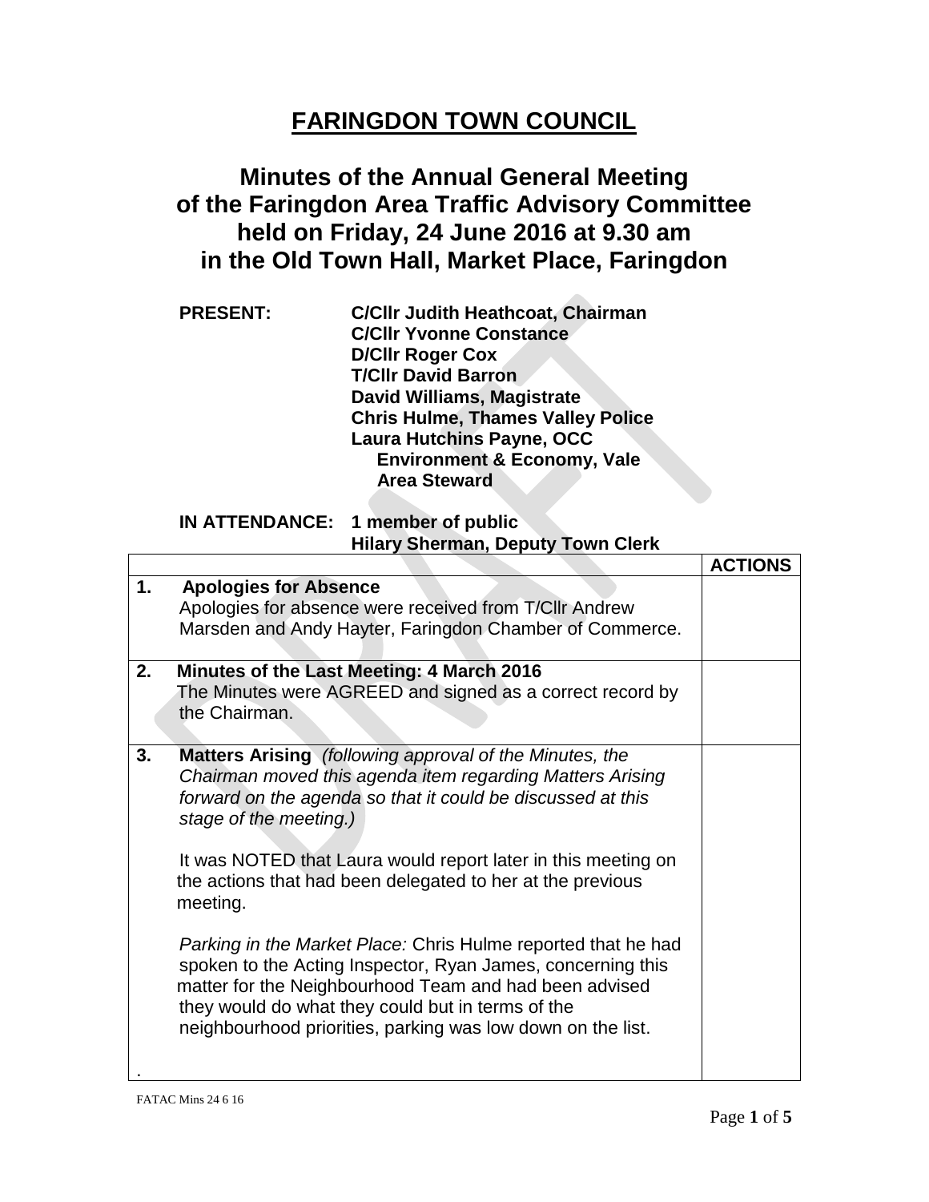# FARINGDON TOWN COUNCIL

## Minutes of the Annual General Meeting of the Faringdon Area Traffic Advisory Committee held on Friday, 24 June 2016 at 9.30 am in the Old Town Hall, Market Place, Faringdon

**PRESENT:**
- **C/Cllr Judith Heathcoat, Chairman**
- **C/Cllr Yvonne Constance**
- **D/Cllr Roger Cox**
- **T/Cllr David Barron**
- **David Williams, Magistrate**
- **Chris Hulme, Thames Valley Police**
- **Laura Hutchins Payne, OCC Environment & Economy, Vale Area Steward**

**IN ATTENDANCE:**
- **1 member of public**
- **Hilary Sherman, Deputy Town Clerk**

| | ACTIONS |
|---|---|
| **1. Apologies for Absence**<br>Apologies for absence were received from T/Cllr Andrew Marsden and Andy Hayter, Faringdon Chamber of Commerce. | |
| **2. Minutes of the Last Meeting: 4 March 2016**<br>The Minutes were AGREED and signed as a correct record by the Chairman. | |
| **3. Matters Arising** *(following approval of the Minutes, the Chairman moved this agenda item regarding Matters Arising forward on the agenda so that it could be discussed at this stage of the meeting.)*<br><br>It was NOTED that Laura would report later in this meeting on the actions that had been delegated to her at the previous meeting.<br><br>*Parking in the Market Place:* Chris Hulme reported that he had spoken to the Acting Inspector, Ryan James, concerning this matter for the Neighbourhood Team and had been advised they would do what they could but in terms of the neighbourhood priorities, parking was low down on the list.<br><br>. | |

FATAC Mins 24 6 16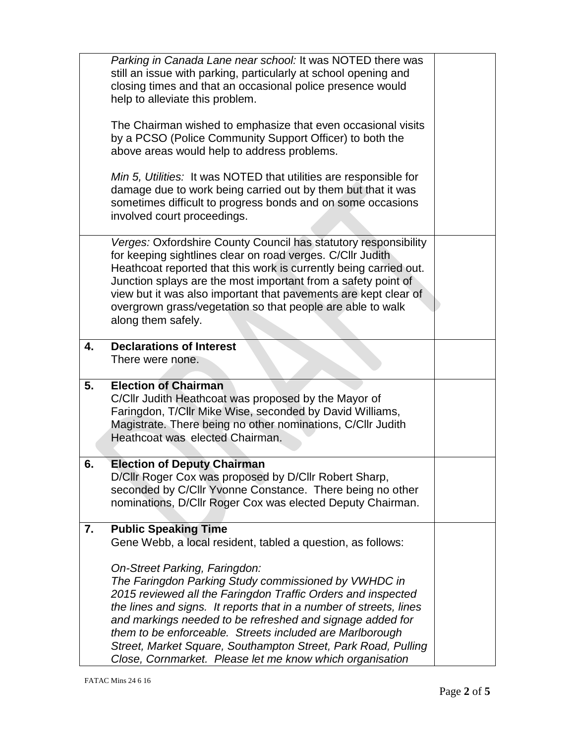| | | |
|---|---|---|
| | *Parking in Canada Lane near school:* It was NOTED there was still an issue with parking, particularly at school opening and closing times and that an occasional police presence would help to alleviate this problem.<br><br>The Chairman wished to emphasize that even occasional visits by a PCSO (Police Community Support Officer) to both the above areas would help to address problems.<br><br>*Min 5, Utilities:* It was NOTED that utilities are responsible for damage due to work being carried out by them but that it was sometimes difficult to progress bonds and on some occasions involved court proceedings. | |
| | *Verges:* Oxfordshire County Council has statutory responsibility for keeping sightlines clear on road verges. C/Cllr Judith Heathcoat reported that this work is currently being carried out. Junction splays are the most important from a safety point of view but it was also important that pavements are kept clear of overgrown grass/vegetation so that people are able to walk along them safely. | |
| **4.** | **Declarations of Interest**<br>There were none. | |
| **5.** | **Election of Chairman**<br>C/Cllr Judith Heathcoat was proposed by the Mayor of Faringdon, T/Cllr Mike Wise, seconded by David Williams, Magistrate. There being no other nominations, C/Cllr Judith Heathcoat was elected Chairman. | |
| **6.** | **Election of Deputy Chairman**<br>D/Cllr Roger Cox was proposed by D/Cllr Robert Sharp, seconded by C/Cllr Yvonne Constance. There being no other nominations, D/Cllr Roger Cox was elected Deputy Chairman. | |
| **7.** | **Public Speaking Time**<br>Gene Webb, a local resident, tabled a question, as follows:<br><br>*On-Street Parking, Faringdon:*<br>*The Faringdon Parking Study commissioned by VWHDC in 2015 reviewed all the Faringdon Traffic Orders and inspected the lines and signs. It reports that in a number of streets, lines and markings needed to be refreshed and signage added for them to be enforceable. Streets included are Marlborough Street, Market Square, Southampton Street, Park Road, Pulling Close, Cornmarket. Please let me know which organisation* | |

FATAC Mins 24 6 16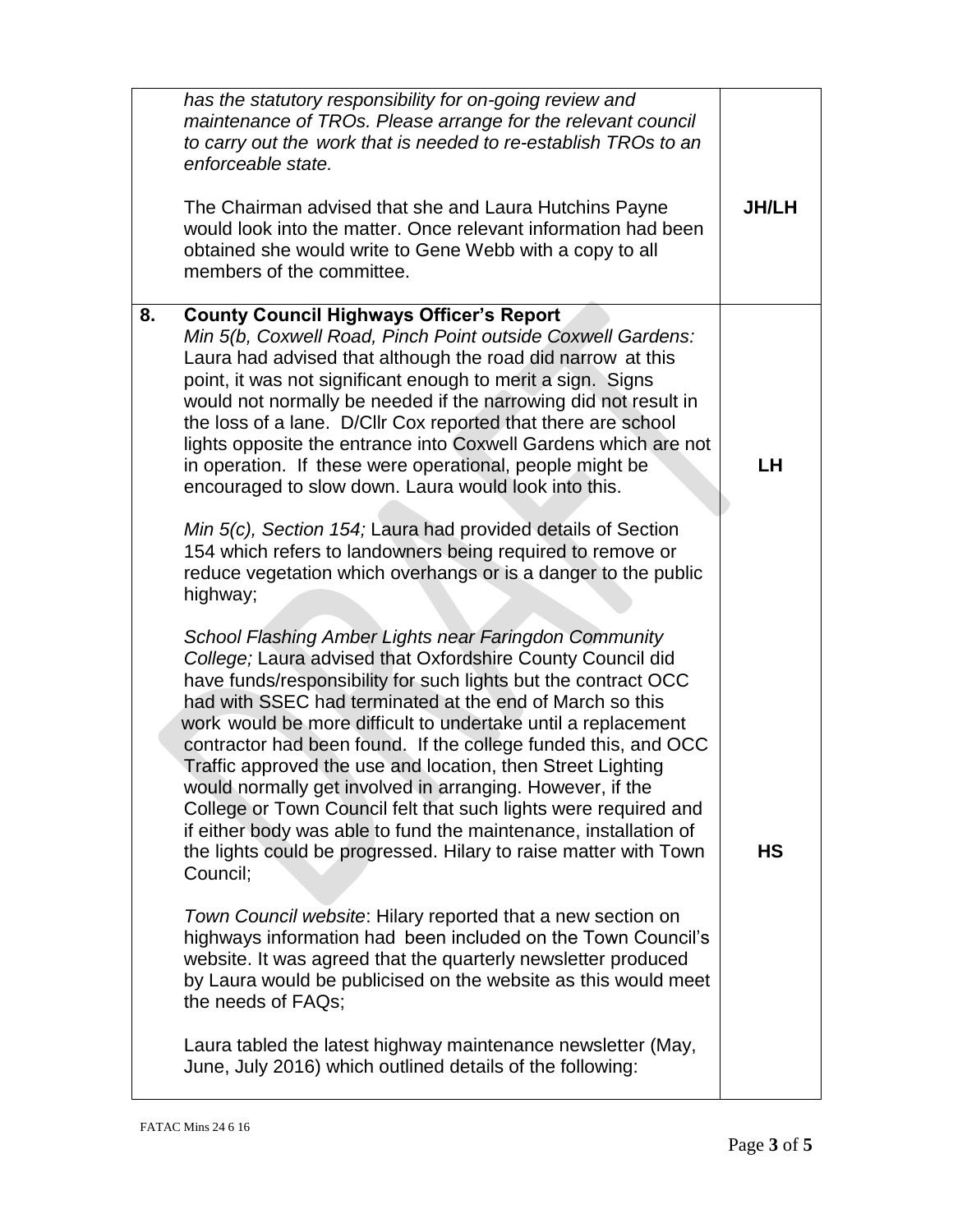| | | |
|---|---|---|
| | *has the statutory responsibility for on-going review and maintenance of TROs. Please arrange for the relevant council to carry out the work that is needed to re-establish TROs to an enforceable state.*<br><br>The Chairman advised that she and Laura Hutchins Payne would look into the matter. Once relevant information had been obtained she would write to Gene Webb with a copy to all members of the committee. | **JH/LH** |
| **8.** | **County Council Highways Officer's Report**<br>*Min 5(b, Coxwell Road, Pinch Point outside Coxwell Gardens:* Laura had advised that although the road did narrow at this point, it was not significant enough to merit a sign. Signs would not normally be needed if the narrowing did not result in the loss of a lane. D/Cllr Cox reported that there are school lights opposite the entrance into Coxwell Gardens which are not in operation. If these were operational, people might be encouraged to slow down. Laura would look into this.<br><br>*Min 5(c), Section 154;* Laura had provided details of Section 154 which refers to landowners being required to remove or reduce vegetation which overhangs or is a danger to the public highway;<br><br>*School Flashing Amber Lights near Faringdon Community College;* Laura advised that Oxfordshire County Council did have funds/responsibility for such lights but the contract OCC had with SSEC had terminated at the end of March so this work would be more difficult to undertake until a replacement contractor had been found. If the college funded this, and OCC Traffic approved the use and location, then Street Lighting would normally get involved in arranging. However, if the College or Town Council felt that such lights were required and if either body was able to fund the maintenance, installation of the lights could be progressed. Hilary to raise matter with Town Council;<br><br>*Town Council website*: Hilary reported that a new section on highways information had been included on the Town Council's website. It was agreed that the quarterly newsletter produced by Laura would be publicised on the website as this would meet the needs of FAQs;<br><br>Laura tabled the latest highway maintenance newsletter (May, June, July 2016) which outlined details of the following: | **LH**<br><br><br><br>**HS** |

FATAC Mins 24 6 16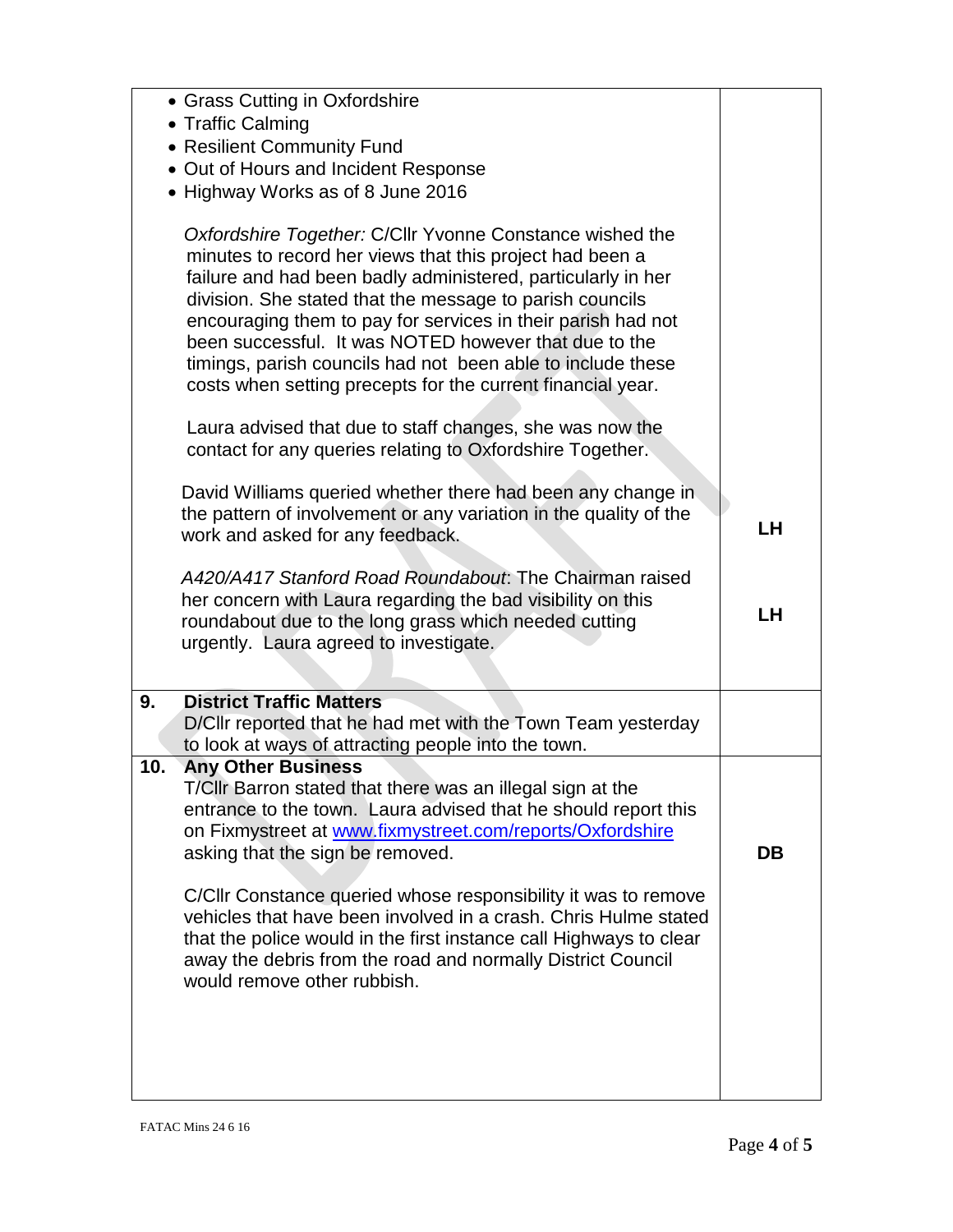| | | |
|---|---|---|
| | • Grass Cutting in Oxfordshire<br>• Traffic Calming<br>• Resilient Community Fund<br>• Out of Hours and Incident Response<br>• Highway Works as of 8 June 2016<br><br>*Oxfordshire Together:* C/Cllr Yvonne Constance wished the minutes to record her views that this project had been a failure and had been badly administered, particularly in her division. She stated that the message to parish councils encouraging them to pay for services in their parish had not been successful. It was NOTED however that due to the timings, parish councils had not been able to include these costs when setting precepts for the current financial year.<br><br>Laura advised that due to staff changes, she was now the contact for any queries relating to Oxfordshire Together.<br><br>David Williams queried whether there had been any change in the pattern of involvement or any variation in the quality of the work and asked for any feedback.<br><br>*A420/A417 Stanford Road Roundabout*: The Chairman raised her concern with Laura regarding the bad visibility on this roundabout due to the long grass which needed cutting urgently. Laura agreed to investigate. | **LH**<br><br>**LH** |
| **9.** | **District Traffic Matters**<br>D/Cllr reported that he had met with the Town Team yesterday to look at ways of attracting people into the town. | |
| **10.** | **Any Other Business**<br>T/Cllr Barron stated that there was an illegal sign at the entrance to the town. Laura advised that he should report this on Fixmystreet at www.fixmystreet.com/reports/Oxfordshire asking that the sign be removed.<br><br>C/Cllr Constance queried whose responsibility it was to remove vehicles that have been involved in a crash. Chris Hulme stated that the police would in the first instance call Highways to clear away the debris from the road and normally District Council would remove other rubbish. | **DB** |

FATAC Mins 24 6 16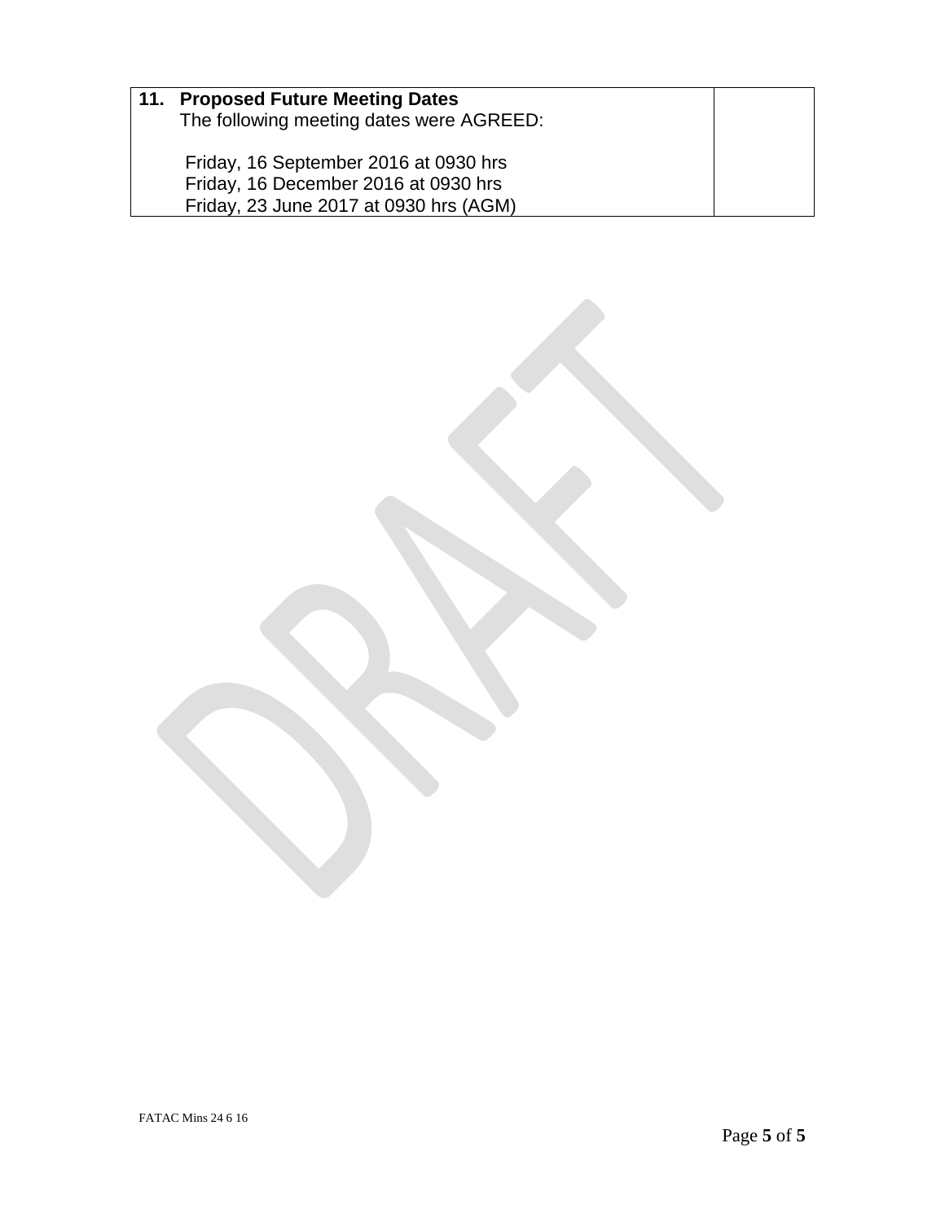| | |
|---|---|
| **11. Proposed Future Meeting Dates**<br>The following meeting dates were AGREED:<br><br>Friday, 16 September 2016 at 0930 hrs<br>Friday, 16 December 2016 at 0930 hrs<br>Friday, 23 June 2017 at 0930 hrs (AGM) | |

DRAFT

FATAC Mins 24 6 16